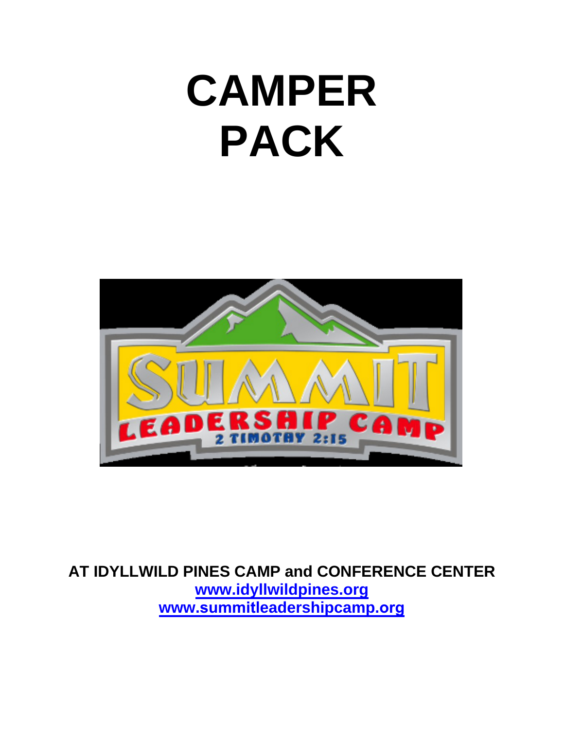# CAMPER PACK

**AT IDYLLWILD PINES CAMP and CONFERENCE CENTER**

**[www.idyllwildpines.org](http://www.idyllwildpines.org)**

**[www.summitleadershipcamp.org](http://www.summitleadershipcamp.org)**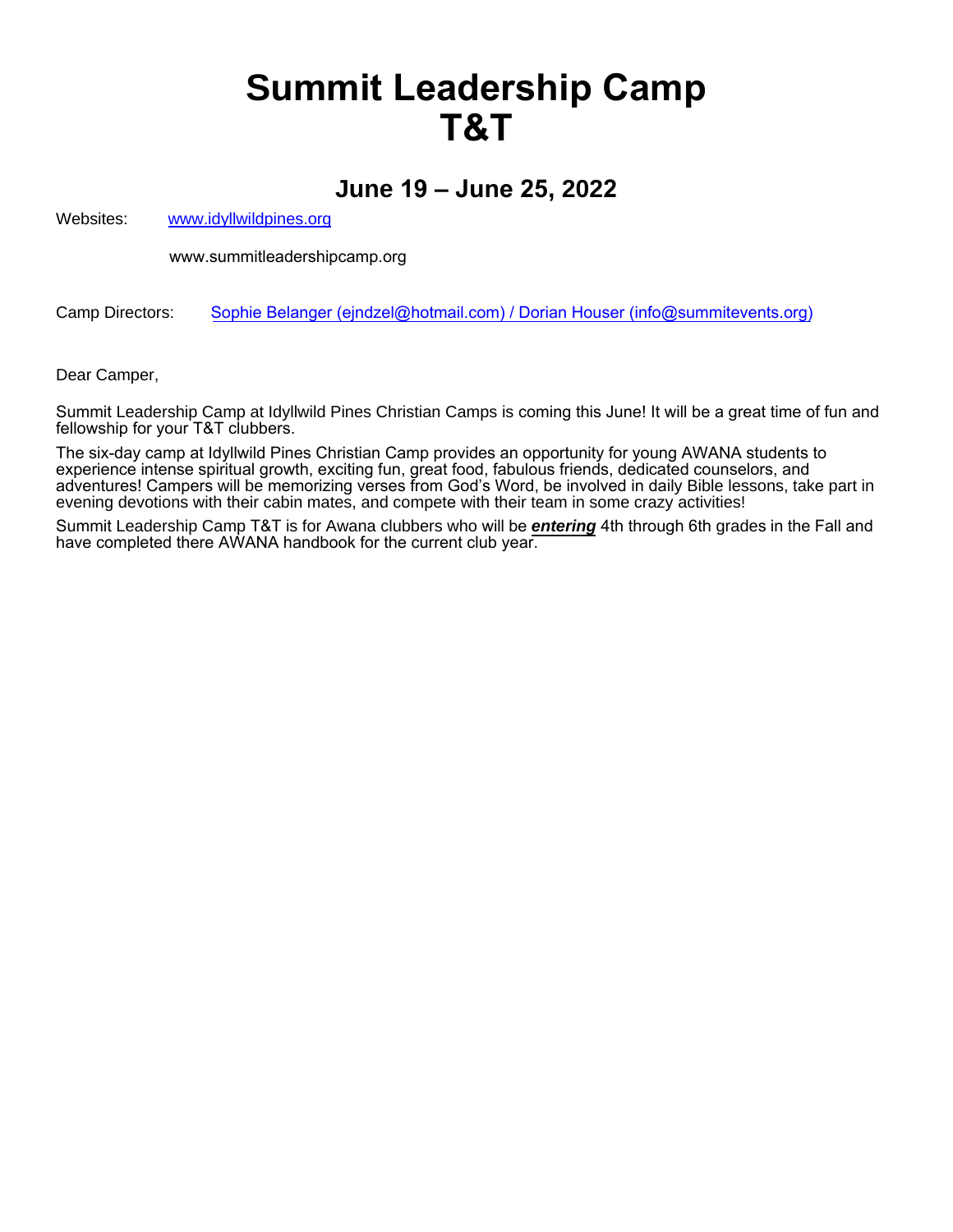# Summit Leadership Camp T&T

## June 19 – June 25, 2022

Websites: www.idyllwildpines.org

www.summitleadershipcamp.org

Camp Directors: Sophie Belanger (ejndzel@hotmail.com) / Dorian Houser (info@summitevents.org)

Dear Camper,

Summit Leadership Camp at Idyllwild Pines Christian Camps is coming this June! It will be a great time of fun and fellowship for your T&T clubbers.

The six-day camp at Idyllwild Pines Christian Camp provides an opportunity for young AWANA students to experience intense spiritual growth, exciting fun, great food, fabulous friends, dedicated counselors, and adventures! Campers will be memorizing verses from God's Word, be involved in daily Bible lessons, take part in evening devotions with their cabin mates, and compete with their team in some crazy activities!

Summit Leadership Camp T&T is for Awana clubbers who will be ***entering*** 4th through 6th grades in the Fall and have completed there AWANA handbook for the current club year.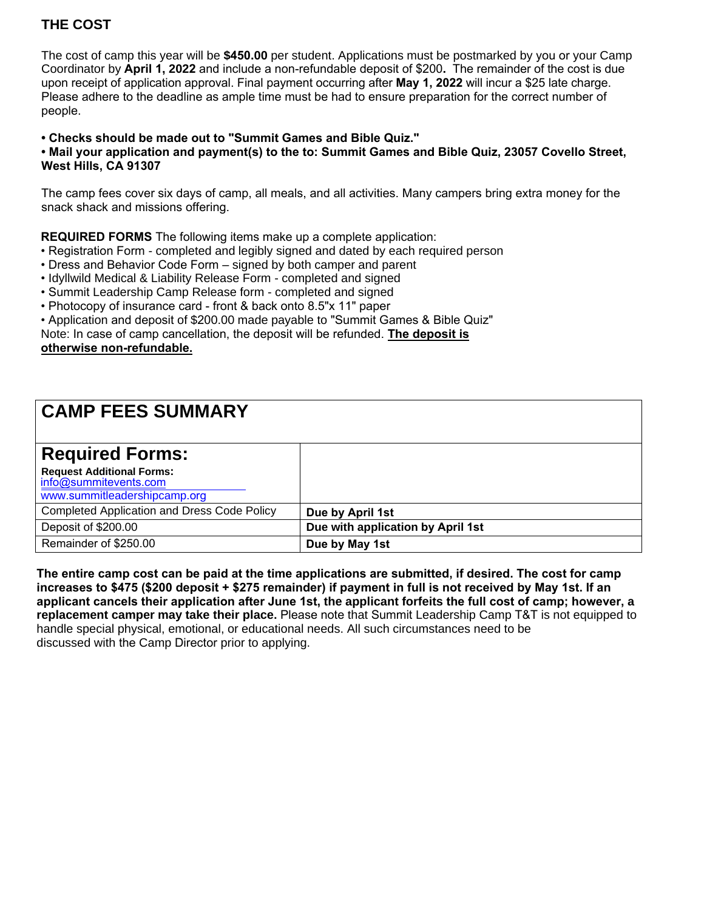## THE COST

The cost of camp this year will be **$450.00** per student. Applications must be postmarked by you or your Camp Coordinator by **April 1, 2022** and include a non-refundable deposit of $200**.** The remainder of the cost is due upon receipt of application approval. Final payment occurring after **May 1, 2022** will incur a $25 late charge. Please adhere to the deadline as ample time must be had to ensure preparation for the correct number of people.

- **Checks should be made out to "Summit Games and Bible Quiz."**
- **Mail your application and payment(s) to the to: Summit Games and Bible Quiz, 23057 Covello Street, West Hills, CA 91307**

The camp fees cover six days of camp, all meals, and all activities. Many campers bring extra money for the snack shack and missions offering.

**REQUIRED FORMS** The following items make up a complete application:

- Registration Form - completed and legibly signed and dated by each required person
- Dress and Behavior Code Form – signed by both camper and parent
- Idyllwild Medical & Liability Release Form - completed and signed
- Summit Leadership Camp Release form - completed and signed
- Photocopy of insurance card - front & back onto 8.5"x 11" paper
- Application and deposit of $200.00 made payable to "Summit Games & Bible Quiz"

Note: In case of camp cancellation, the deposit will be refunded. **The deposit is otherwise non-refundable.**

## CAMP FEES SUMMARY

| **Required Forms:**<br>**Request Additional Forms:**<br>info@summitevents.com<br>www.summitleadershipcamp.org | |
|---|---|
| Completed Application and Dress Code Policy | **Due by April 1st** |
| Deposit of $200.00 | **Due with application by April 1st** |
| Remainder of $250.00 | **Due by May 1st** |

**The entire camp cost can be paid at the time applications are submitted, if desired. The cost for camp increases to $475 ($200 deposit + $275 remainder) if payment in full is not received by May 1st. If an applicant cancels their application after June 1st, the applicant forfeits the full cost of camp; however, a replacement camper may take their place.** Please note that Summit Leadership Camp T&T is not equipped to handle special physical, emotional, or educational needs. All such circumstances need to be discussed with the Camp Director prior to applying.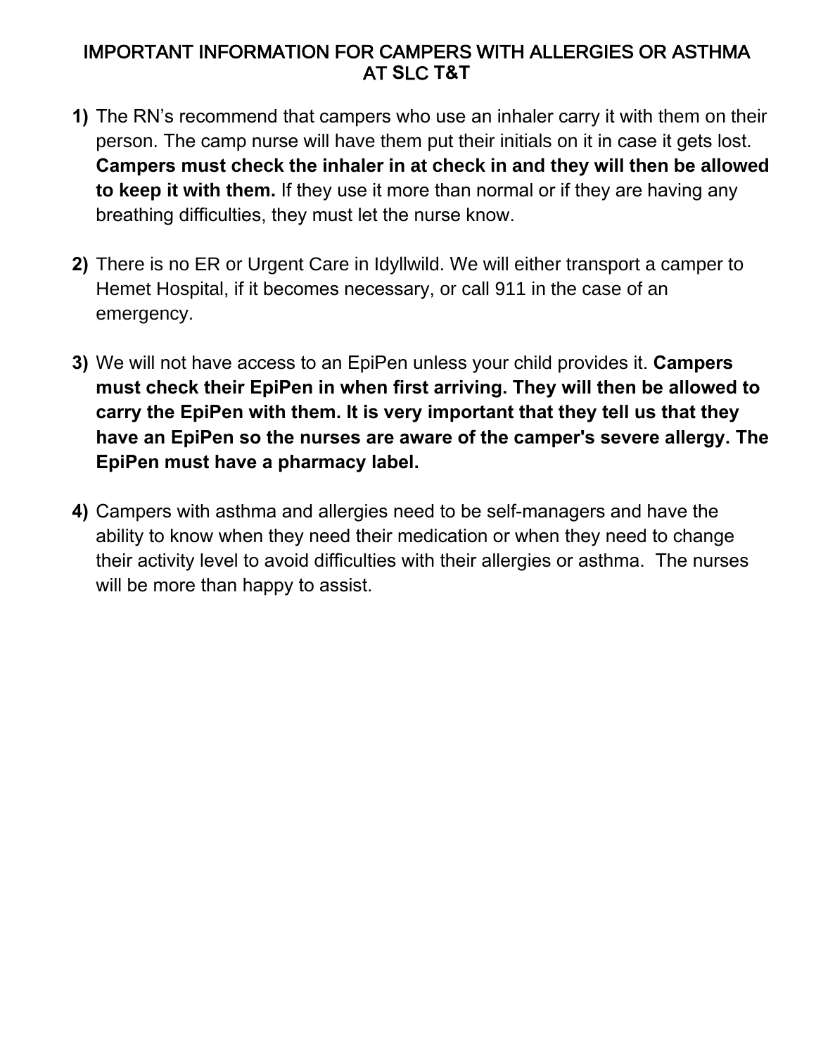# IMPORTANT INFORMATION FOR CAMPERS WITH ALLERGIES OR ASTHMA AT SLC T&T

1) The RN's recommend that campers who use an inhaler carry it with them on their person. The camp nurse will have them put their initials on it in case it gets lost. **Campers must check the inhaler in at check in and they will then be allowed to keep it with them.** If they use it more than normal or if they are having any breathing difficulties, they must let the nurse know.

2) There is no ER or Urgent Care in Idyllwild. We will either transport a camper to Hemet Hospital, if it becomes necessary, or call 911 in the case of an emergency.

3) We will not have access to an EpiPen unless your child provides it. **Campers must check their EpiPen in when first arriving. They will then be allowed to carry the EpiPen with them. It is very important that they tell us that they have an EpiPen so the nurses are aware of the camper's severe allergy. The EpiPen must have a pharmacy label.**

4) Campers with asthma and allergies need to be self-managers and have the ability to know when they need their medication or when they need to change their activity level to avoid difficulties with their allergies or asthma. The nurses will be more than happy to assist.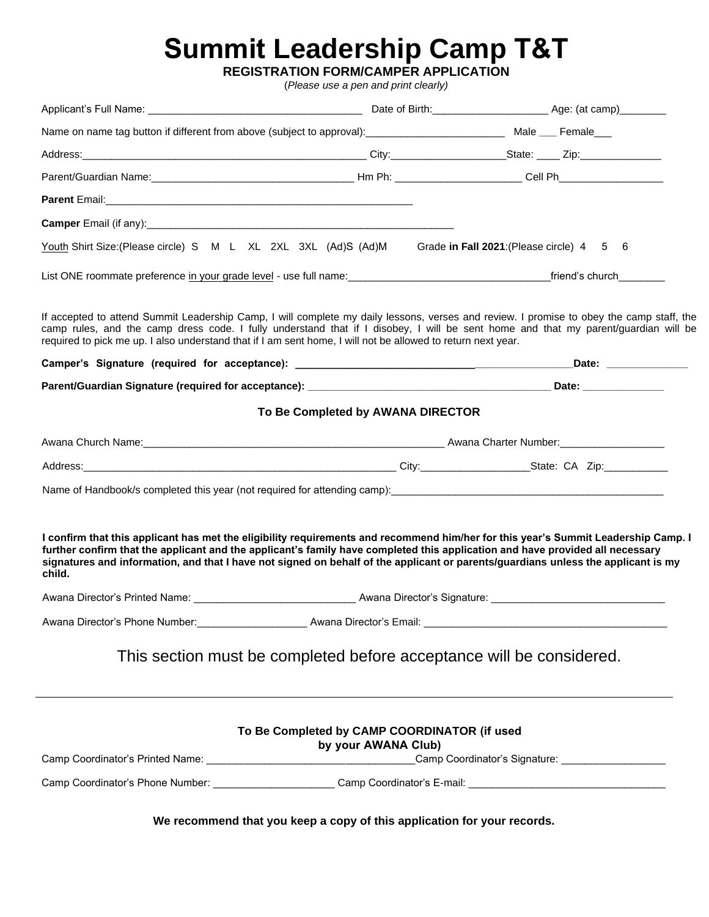# Summit Leadership Camp T&T

**REGISTRATION FORM/CAMPER APPLICATION**

(*Please use a pen and print clearly)*

Applicant's Full Name: _____________________________________ Date of Birth:___________________ Age: (at camp)________

Name on name tag button if different from above (subject to approval):________________________ Male ___ Female___

Address:__________________________________________________ City:____________________State: ____ Zip:______________

Parent/Guardian Name:___________________________________ Hm Ph: ______________________ Cell Ph__________________

**Parent** Email:_______________________________________________________

**Camper** Email (if any):_______________________________________________________

Youth Shirt Size:(Please circle) S M L XL 2XL 3XL (Ad)S (Ad)M Grade **in Fall 2021**:(Please circle) 4 5 6

List ONE roommate preference in your grade level - use full name:___________________________________friend's church________

If accepted to attend Summit Leadership Camp, I will complete my daily lessons, verses and review. I promise to obey the camp staff, the camp rules, and the camp dress code. I fully understand that if I disobey, I will be sent home and that my parent/guardian will be required to pick me up. I also understand that if I am sent home, I will not be allowed to return next year.

**Camper's Signature (required for acceptance): _______________________________________________Date: ______________**

**Parent/Guardian Signature (required for acceptance): ___________________________________________ Date: ______________**

### To Be Completed by AWANA DIRECTOR

Awana Church Name:_____________________________________________________ Awana Charter Number:__________________

Address:________________________________________________________ City:___________________State: CA Zip:___________

Name of Handbook/s completed this year (not required for attending camp):________________________________________________

**I confirm that this applicant has met the eligibility requirements and recommend him/her for this year's Summit Leadership Camp. I further confirm that the applicant and the applicant's family have completed this application and have provided all necessary signatures and information, and that I have not signed on behalf of the applicant or parents/guardians unless the applicant is my child.**

Awana Director's Printed Name: ____________________________ Awana Director's Signature: ______________________________

Awana Director's Phone Number:___________________ Awana Director's Email: __________________________________________

This section must be completed before acceptance will be considered.

---

### To Be Completed by CAMP COORDINATOR (if used by your AWANA Club)

Camp Coordinator's Printed Name: ____________________________________Camp Coordinator's Signature: __________________

Camp Coordinator's Phone Number: _____________________ Camp Coordinator's E-mail: __________________________________

**We recommend that you keep a copy of this application for your records.**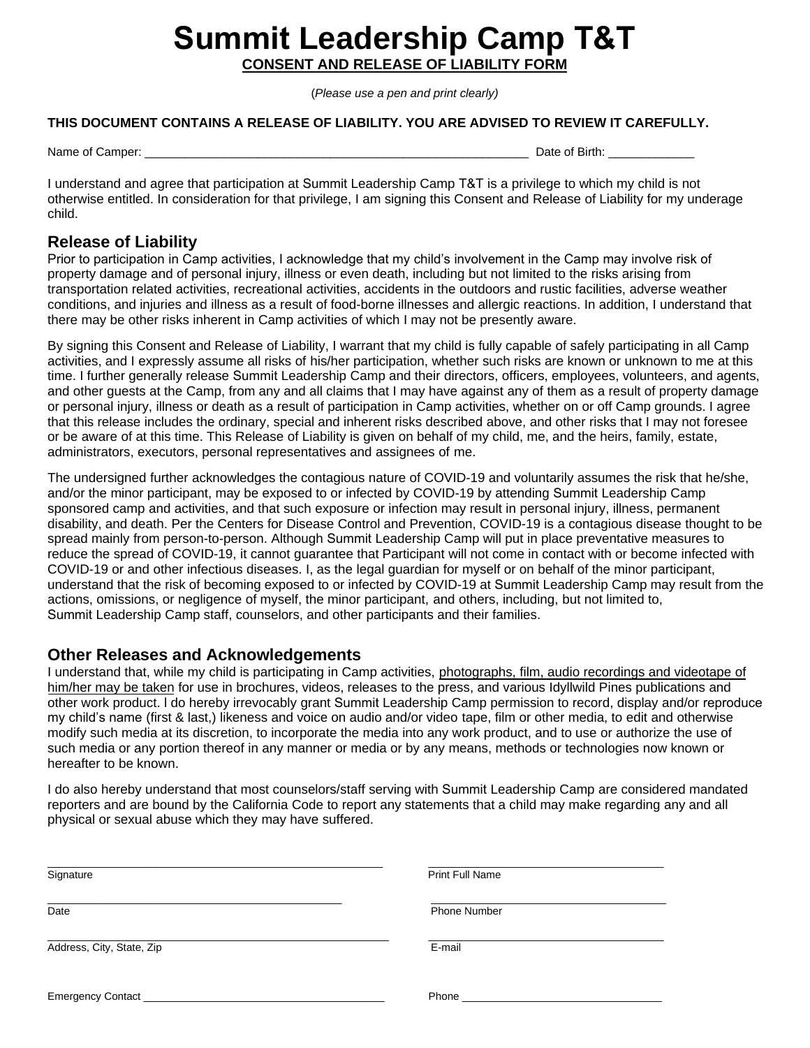# Summit Leadership Camp T&T

**CONSENT AND RELEASE OF LIABILITY FORM**

(*Please use a pen and print clearly)*

**THIS DOCUMENT CONTAINS A RELEASE OF LIABILITY. YOU ARE ADVISED TO REVIEW IT CAREFULLY.**

Name of Camper: ____________________________________________________________ Date of Birth: _____________

I understand and agree that participation at Summit Leadership Camp T&T is a privilege to which my child is not otherwise entitled. In consideration for that privilege, I am signing this Consent and Release of Liability for my underage child.

## Release of Liability

Prior to participation in Camp activities, I acknowledge that my child's involvement in the Camp may involve risk of property damage and of personal injury, illness or even death, including but not limited to the risks arising from transportation related activities, recreational activities, accidents in the outdoors and rustic facilities, adverse weather conditions, and injuries and illness as a result of food-borne illnesses and allergic reactions. In addition, I understand that there may be other risks inherent in Camp activities of which I may not be presently aware.

By signing this Consent and Release of Liability, I warrant that my child is fully capable of safely participating in all Camp activities, and I expressly assume all risks of his/her participation, whether such risks are known or unknown to me at this time. I further generally release Summit Leadership Camp and their directors, officers, employees, volunteers, and agents, and other guests at the Camp, from any and all claims that I may have against any of them as a result of property damage or personal injury, illness or death as a result of participation in Camp activities, whether on or off Camp grounds. I agree that this release includes the ordinary, special and inherent risks described above, and other risks that I may not foresee or be aware of at this time. This Release of Liability is given on behalf of my child, me, and the heirs, family, estate, administrators, executors, personal representatives and assignees of me.

The undersigned further acknowledges the contagious nature of COVID-19 and voluntarily assumes the risk that he/she, and/or the minor participant, may be exposed to or infected by COVID-19 by attending Summit Leadership Camp sponsored camp and activities, and that such exposure or infection may result in personal injury, illness, permanent disability, and death. Per the Centers for Disease Control and Prevention, COVID-19 is a contagious disease thought to be spread mainly from person-to-person. Although Summit Leadership Camp will put in place preventative measures to reduce the spread of COVID-19, it cannot guarantee that Participant will not come in contact with or become infected with COVID-19 or and other infectious diseases. I, as the legal guardian for myself or on behalf of the minor participant, understand that the risk of becoming exposed to or infected by COVID-19 at Summit Leadership Camp may result from the actions, omissions, or negligence of myself, the minor participant, and others, including, but not limited to, Summit Leadership Camp staff, counselors, and other participants and their families.

## Other Releases and Acknowledgements

I understand that, while my child is participating in Camp activities, <u>photographs, film, audio recordings and videotape of him/her may be taken</u> for use in brochures, videos, releases to the press, and various Idyllwild Pines publications and other work product. I do hereby irrevocably grant Summit Leadership Camp permission to record, display and/or reproduce my child's name (first & last,) likeness and voice on audio and/or video tape, film or other media, to edit and otherwise modify such media at its discretion, to incorporate the media into any work product, and to use or authorize the use of such media or any portion thereof in any manner or media or by any means, methods or technologies now known or hereafter to be known.

I do also hereby understand that most counselors/staff serving with Summit Leadership Camp are considered mandated reporters and are bound by the California Code to report any statements that a child may make regarding any and all physical or sexual abuse which they may have suffered.

_______________________________________________ _____________________________________
Signature Print Full Name

_______________________________________________ _____________________________________
Date Phone Number

_______________________________________________ _____________________________________
Address, City, State, Zip E-mail

Emergency Contact _______________________________________ Phone _________________________________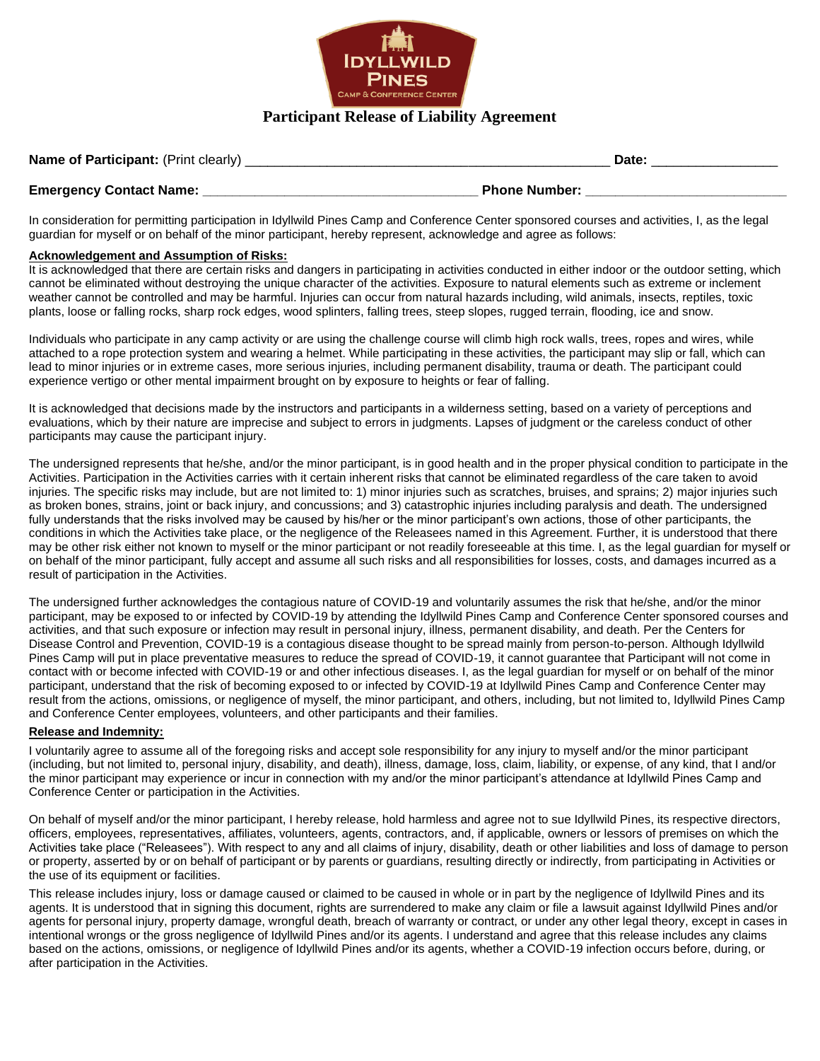# Participant Release of Liability Agreement

**Name of Participant:** (Print clearly) __________________________________________________ **Date:** ________________

**Emergency Contact Name:** ____________________________________ **Phone Number:** ___________________________

In consideration for permitting participation in Idyllwild Pines Camp and Conference Center sponsored courses and activities, I, as the legal guardian for myself or on behalf of the minor participant, hereby represent, acknowledge and agree as follows:

**Acknowledgement and Assumption of Risks:**

It is acknowledged that there are certain risks and dangers in participating in activities conducted in either indoor or the outdoor setting, which cannot be eliminated without destroying the unique character of the activities. Exposure to natural elements such as extreme or inclement weather cannot be controlled and may be harmful. Injuries can occur from natural hazards including, wild animals, insects, reptiles, toxic plants, loose or falling rocks, sharp rock edges, wood splinters, falling trees, steep slopes, rugged terrain, flooding, ice and snow.

Individuals who participate in any camp activity or are using the challenge course will climb high rock walls, trees, ropes and wires, while attached to a rope protection system and wearing a helmet. While participating in these activities, the participant may slip or fall, which can lead to minor injuries or in extreme cases, more serious injuries, including permanent disability, trauma or death. The participant could experience vertigo or other mental impairment brought on by exposure to heights or fear of falling.

It is acknowledged that decisions made by the instructors and participants in a wilderness setting, based on a variety of perceptions and evaluations, which by their nature are imprecise and subject to errors in judgments. Lapses of judgment or the careless conduct of other participants may cause the participant injury.

The undersigned represents that he/she, and/or the minor participant, is in good health and in the proper physical condition to participate in the Activities. Participation in the Activities carries with it certain inherent risks that cannot be eliminated regardless of the care taken to avoid injuries. The specific risks may include, but are not limited to: 1) minor injuries such as scratches, bruises, and sprains; 2) major injuries such as broken bones, strains, joint or back injury, and concussions; and 3) catastrophic injuries including paralysis and death. The undersigned fully understands that the risks involved may be caused by his/her or the minor participant's own actions, those of other participants, the conditions in which the Activities take place, or the negligence of the Releasees named in this Agreement. Further, it is understood that there may be other risk either not known to myself or the minor participant or not readily foreseeable at this time. I, as the legal guardian for myself or on behalf of the minor participant, fully accept and assume all such risks and all responsibilities for losses, costs, and damages incurred as a result of participation in the Activities.

The undersigned further acknowledges the contagious nature of COVID-19 and voluntarily assumes the risk that he/she, and/or the minor participant, may be exposed to or infected by COVID-19 by attending the Idyllwild Pines Camp and Conference Center sponsored courses and activities, and that such exposure or infection may result in personal injury, illness, permanent disability, and death. Per the Centers for Disease Control and Prevention, COVID-19 is a contagious disease thought to be spread mainly from person-to-person. Although Idyllwild Pines Camp will put in place preventative measures to reduce the spread of COVID-19, it cannot guarantee that Participant will not come in contact with or become infected with COVID-19 or and other infectious diseases. I, as the legal guardian for myself or on behalf of the minor participant, understand that the risk of becoming exposed to or infected by COVID-19 at Idyllwild Pines Camp and Conference Center may result from the actions, omissions, or negligence of myself, the minor participant, and others, including, but not limited to, Idyllwild Pines Camp and Conference Center employees, volunteers, and other participants and their families.

**Release and Indemnity:**

I voluntarily agree to assume all of the foregoing risks and accept sole responsibility for any injury to myself and/or the minor participant (including, but not limited to, personal injury, disability, and death), illness, damage, loss, claim, liability, or expense, of any kind, that I and/or the minor participant may experience or incur in connection with my and/or the minor participant's attendance at Idyllwild Pines Camp and Conference Center or participation in the Activities.

On behalf of myself and/or the minor participant, I hereby release, hold harmless and agree not to sue Idyllwild Pines, its respective directors, officers, employees, representatives, affiliates, volunteers, agents, contractors, and, if applicable, owners or lessors of premises on which the Activities take place ("Releasees"). With respect to any and all claims of injury, disability, death or other liabilities and loss of damage to person or property, asserted by or on behalf of participant or by parents or guardians, resulting directly or indirectly, from participating in Activities or the use of its equipment or facilities.

This release includes injury, loss or damage caused or claimed to be caused in whole or in part by the negligence of Idyllwild Pines and its agents. It is understood that in signing this document, rights are surrendered to make any claim or file a lawsuit against Idyllwild Pines and/or agents for personal injury, property damage, wrongful death, breach of warranty or contract, or under any other legal theory, except in cases in intentional wrongs or the gross negligence of Idyllwild Pines and/or its agents. I understand and agree that this release includes any claims based on the actions, omissions, or negligence of Idyllwild Pines and/or its agents, whether a COVID-19 infection occurs before, during, or after participation in the Activities.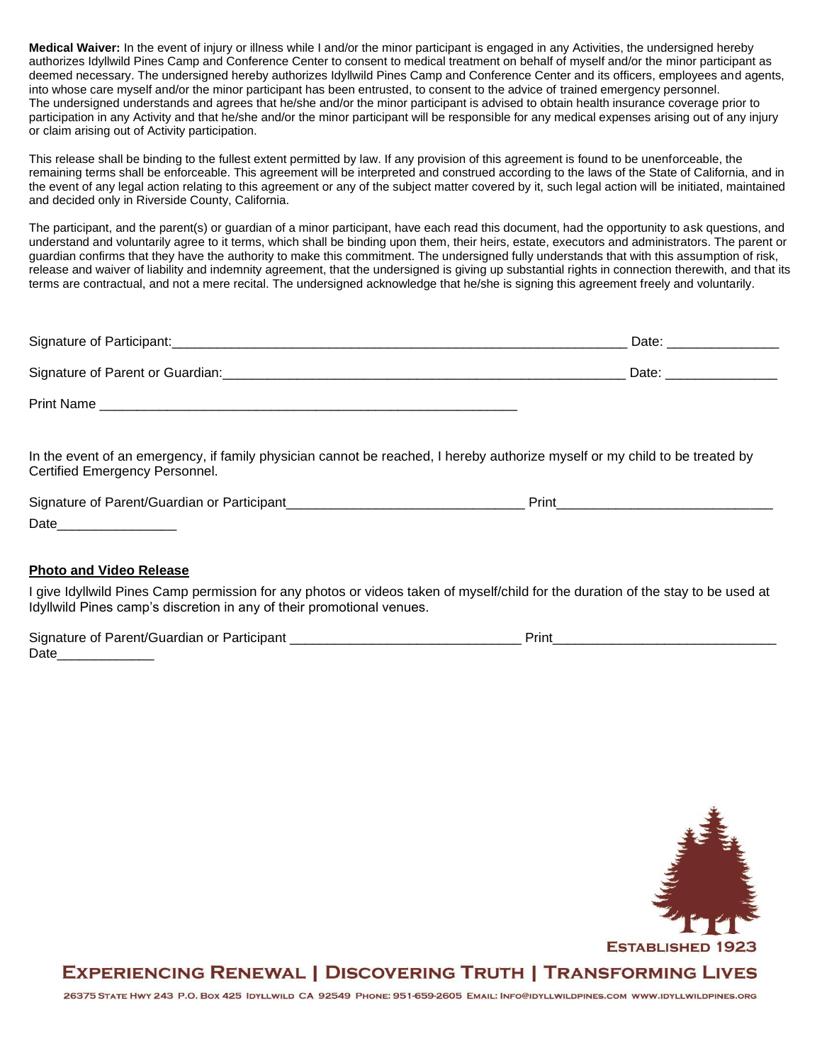**Medical Waiver:** In the event of injury or illness while I and/or the minor participant is engaged in any Activities, the undersigned hereby authorizes Idyllwild Pines Camp and Conference Center to consent to medical treatment on behalf of myself and/or the minor participant as deemed necessary. The undersigned hereby authorizes Idyllwild Pines Camp and Conference Center and its officers, employees and agents, into whose care myself and/or the minor participant has been entrusted, to consent to the advice of trained emergency personnel. The undersigned understands and agrees that he/she and/or the minor participant is advised to obtain health insurance coverage prior to participation in any Activity and that he/she and/or the minor participant will be responsible for any medical expenses arising out of any injury or claim arising out of Activity participation.

This release shall be binding to the fullest extent permitted by law. If any provision of this agreement is found to be unenforceable, the remaining terms shall be enforceable. This agreement will be interpreted and construed according to the laws of the State of California, and in the event of any legal action relating to this agreement or any of the subject matter covered by it, such legal action will be initiated, maintained and decided only in Riverside County, California.

The participant, and the parent(s) or guardian of a minor participant, have each read this document, had the opportunity to ask questions, and understand and voluntarily agree to it terms, which shall be binding upon them, their heirs, estate, executors and administrators. The parent or guardian confirms that they have the authority to make this commitment. The undersigned fully understands that with this assumption of risk, release and waiver of liability and indemnity agreement, that the undersigned is giving up substantial rights in connection therewith, and that its terms are contractual, and not a mere recital. The undersigned acknowledge that he/she is signing this agreement freely and voluntarily.

Signature of Participant:_______________________________________________________________ Date: _______________

Signature of Parent or Guardian:_______________________________________________________ Date: _______________

Print Name ___________________________________________________________

In the event of an emergency, if family physician cannot be reached, I hereby authorize myself or my child to be treated by Certified Emergency Personnel.

Signature of Parent/Guardian or Participant________________________________ Print_____________________________

Date________________

**Photo and Video Release**

I give Idyllwild Pines Camp permission for any photos or videos taken of myself/child for the duration of the stay to be used at Idyllwild Pines camp's discretion in any of their promotional venues.

Signature of Parent/Guardian or Participant _______________________________ Print______________________________

Date_____________

ESTABLISHED 1923

EXPERIENCING RENEWAL | DISCOVERING TRUTH | TRANSFORMING LIVES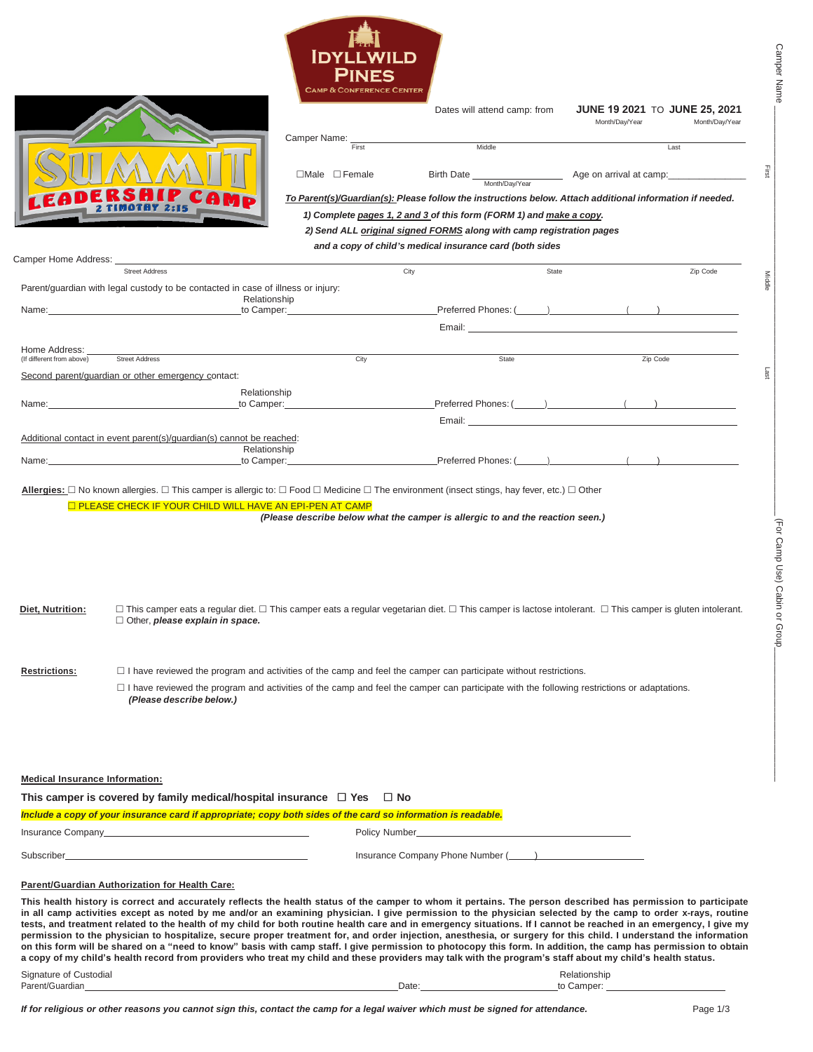IDYLLWILD PINES

CAMP & CONFERENCE CENTER

SUMMIT LEADERSHIP CAMP

2 TIMOTHY 2:15

Dates will attend camp: from **JUNE 19 2021** TO **JUNE 25, 2021**
Month/Day/Year Month/Day/Year

Camper Name: ______________________________________________
First Middle Last

☐Male ☐Female Birth Date ____________ Age on arrival at camp:__________
Month/Day/Year

***To Parent(s)/Guardian(s): Please follow the instructions below. Attach additional information if needed.***

***1) Complete pages 1, 2 and 3 of this form (FORM 1) and make a copy.***

***2) Send ALL original signed FORMS along with camp registration pages and a copy of child's medical insurance card (both sides***

Camper Home Address: ______________________________________________
Street Address City State Zip Code

Parent/guardian with legal custody to be contacted in case of illness or injury:

Name:____________________ Relationship to Camper:____________________ Preferred Phones: (_____)__________ (___)__________

Email: ______________________________

Home Address: ______________________________________________
(If different from above) Street Address City State Zip Code

Second parent/guardian or other emergency contact:

Name:____________________ Relationship to Camper:____________________ Preferred Phones: (_____)__________ (___)__________

Email: ______________________________

Additional contact in event parent(s)/guardian(s) cannot be reached:

Name:____________________ Relationship to Camper:____________________ Preferred Phones: (_____)__________ (___)__________

**Allergies:** ☐ No known allergies. ☐ This camper is allergic to: ☐ Food ☐ Medicine ☐ The environment (insect stings, hay fever, etc.) ☐ Other

☐ PLEASE CHECK IF YOUR CHILD WILL HAVE AN EPI-PEN AT CAMP

***(Please describe below what the camper is allergic to and the reaction seen.)***

**Diet, Nutrition:** ☐ This camper eats a regular diet. ☐ This camper eats a regular vegetarian diet. ☐ This camper is lactose intolerant. ☐ This camper is gluten intolerant. ☐ Other, ***please explain in space.***

**Restrictions:** ☐ I have reviewed the program and activities of the camp and feel the camper can participate without restrictions.

☐ I have reviewed the program and activities of the camp and feel the camper can participate with the following restrictions or adaptations. ***(Please describe below.)***

**Medical Insurance Information:**

**This camper is covered by family medical/hospital insurance ☐ Yes ☐ No**

***Include a copy of your insurance card if appropriate; copy both sides of the card so information is readable.***

Insurance Company____________________ Policy Number____________________

Subscriber____________________ Insurance Company Phone Number (_____)__________

**Parent/Guardian Authorization for Health Care:**

**This health history is correct and accurately reflects the health status of the camper to whom it pertains. The person described has permission to participate in all camp activities except as noted by me and/or an examining physician. I give permission to the physician selected by the camp to order x-rays, routine tests, and treatment related to the health of my child for both routine health care and in emergency situations. If I cannot be reached in an emergency, I give my permission to the physician to hospitalize, secure proper treatment for, and order injection, anesthesia, or surgery for this child. I understand the information on this form will be shared on a "need to know" basis with camp staff. I give permission to photocopy this form. In addition, the camp has permission to obtain a copy of my child's health record from providers who treat my child and these providers may talk with the program's staff about my child's health status.**

Signature of Custodial Parent/Guardian____________________ Date:__________ Relationship to Camper: __________

***If for religious or other reasons you cannot sign this, contact the camp for a legal waiver which must be signed for attendance.***

Camper Name ________ First ________ Middle ________ Last ________

(For Camp Use) Cabin or Group ________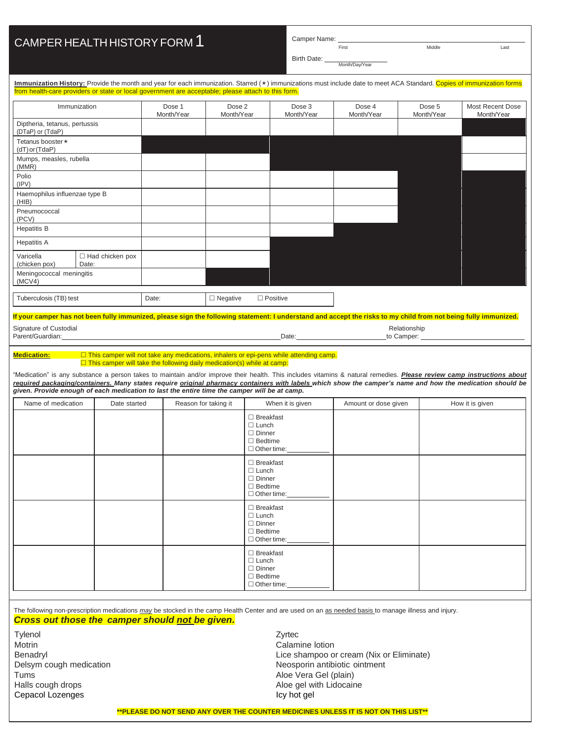# CAMPER HEALTH HISTORY FORM 1

Camper Name: ______________________________________
First Middle Last

Birth Date: ______________
Month/Day/Year

**Immunization History:** Provide the month and year for each immunization. Starred (★) immunizations must include date to meet ACA Standard. Copies of immunization forms from health-care providers or state or local government are acceptable; please attach to this form.

| Immunization | | Dose 1 Month/Year | Dose 2 Month/Year | Dose 3 Month/Year | Dose 4 Month/Year | Dose 5 Month/Year | Most Recent Dose Month/Year |
|---|---|---|---|---|---|---|---|
| Diptheria, tetanus, pertussis (DTaP) or (TdaP) | | | | | | | |
| Tetanus booster★ (dT) or (TdaP) | | | | | | | |
| Mumps, measles, rubella (MMR) | | | | | | | |
| Polio (IPV) | | | | | | | |
| Haemophilus influenzae type B (HIB) | | | | | | | |
| Pneumococcal (PCV) | | | | | | | |
| Hepatitis B | | | | | | | |
| Hepatitis A | | | | | | | |
| Varicella (chicken pox) | ☐ Had chicken pox Date: | | | | | | |
| Meningococcal meningitis (MCV4) | | | | | | | |

| Tuberculosis (TB) test | Date: | ☐ Negative ☐ Positive |
|---|---|---|

**If your camper has not been fully immunized, please sign the following statement: I understand and accept the risks to my child from not being fully immunized.**

Signature of Custodial Parent/Guardian: ______________________ Date: ____________ Relationship to Camper: ____________

**Medication:**
☐ This camper will not take any medications, inhalers or epi-pens while attending camp.
☐ This camper will take the following daily medication(s) while at camp:

"Medication" is any substance a person takes to maintain and/or improve their health. This includes vitamins & natural remedies. ***Please review camp instructions about required packaging/containers. Many states require original pharmacy containers with labels which show the camper's name and how the medication should be given. Provide enough of each medication to last the entire time the camper will be at camp.***

| Name of medication | Date started | Reason for taking it | When it is given | Amount or dose given | How it is given |
|---|---|---|---|---|---|
| | | | ☐ Breakfast ☐ Lunch ☐ Dinner ☐ Bedtime ☐ Other time: ______ | | |
| | | | ☐ Breakfast ☐ Lunch ☐ Dinner ☐ Bedtime ☐ Other time: ______ | | |
| | | | ☐ Breakfast ☐ Lunch ☐ Dinner ☐ Bedtime ☐ Other time: ______ | | |
| | | | ☐ Breakfast ☐ Lunch ☐ Dinner ☐ Bedtime ☐ Other time: ______ | | |

The following non-prescription medications *may* be stocked in the camp Health Center and are used on an as needed basis to manage illness and injury.

***Cross out those the camper should not be given.***

- Tylenol
- Motrin
- Benadryl
- Delsym cough medication
- Tums
- Halls cough drops
- Cepacol Lozenges
- Zyrtec
- Calamine lotion
- Lice shampoo or cream (Nix or Eliminate)
- Neosporin antibiotic ointment
- Aloe Vera Gel (plain)
- Aloe gel with Lidocaine
- Icy hot gel

****PLEASE DO NOT SEND ANY OVER THE COUNTER MEDICINES UNLESS IT IS NOT ON THIS LIST****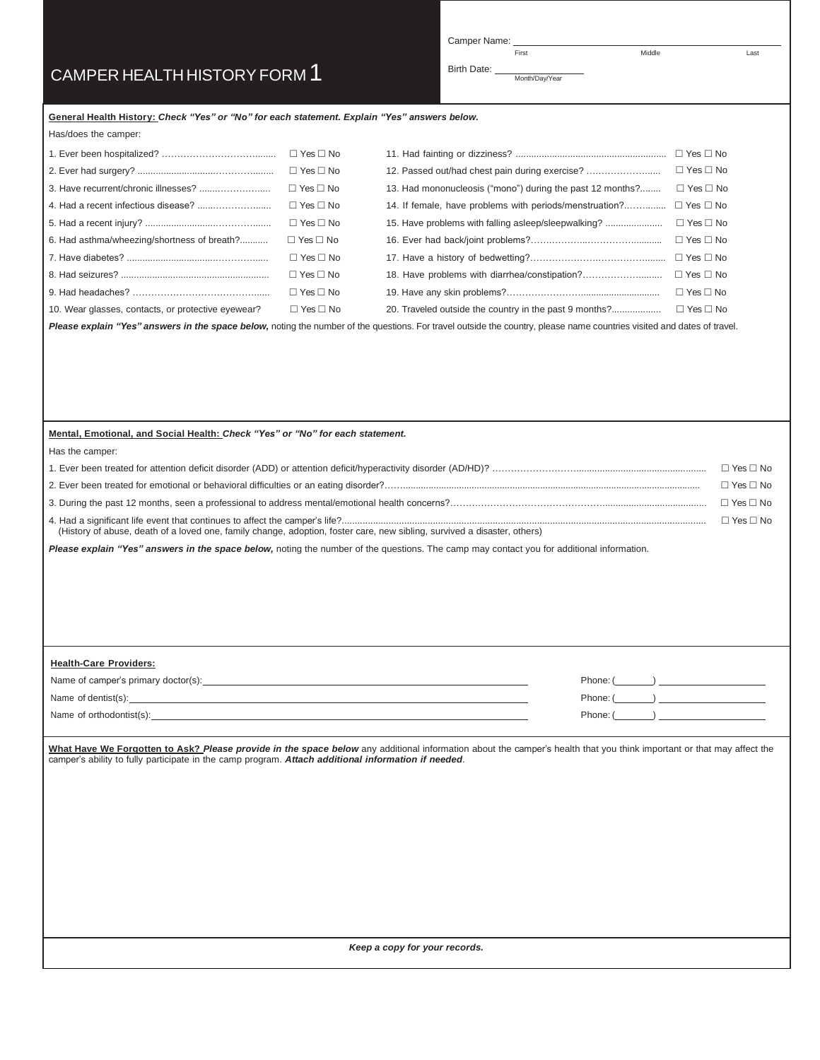# CAMPER HEALTH HISTORY FORM 1

Camper Name: ______________________________
First Middle Last

Birth Date: ______________
Month/Day/Year

**General Health History:** ***Check "Yes" or "No" for each statement. Explain "Yes" answers below.***

Has/does the camper:

1. Ever been hospitalized? ☐ Yes ☐ No
2. Ever had surgery? ☐ Yes ☐ No
3. Have recurrent/chronic illnesses? ☐ Yes ☐ No
4. Had a recent infectious disease? ☐ Yes ☐ No
5. Had a recent injury? ☐ Yes ☐ No
6. Had asthma/wheezing/shortness of breath? ☐ Yes ☐ No
7. Have diabetes? ☐ Yes ☐ No
8. Had seizures? ☐ Yes ☐ No
9. Had headaches? ☐ Yes ☐ No
10. Wear glasses, contacts, or protective eyewear? ☐ Yes ☐ No
11. Had fainting or dizziness? ☐ Yes ☐ No
12. Passed out/had chest pain during exercise? ☐ Yes ☐ No
13. Had mononucleosis ("mono") during the past 12 months? ☐ Yes ☐ No
14. If female, have problems with periods/menstruation? ☐ Yes ☐ No
15. Have problems with falling asleep/sleepwalking? ☐ Yes ☐ No
16. Ever had back/joint problems? ☐ Yes ☐ No
17. Have a history of bedwetting? ☐ Yes ☐ No
18. Have problems with diarrhea/constipation? ☐ Yes ☐ No
19. Have any skin problems? ☐ Yes ☐ No
20. Traveled outside the country in the past 9 months? ☐ Yes ☐ No

***Please explain "Yes" answers in the space below,*** noting the number of the questions. For travel outside the country, please name countries visited and dates of travel.

**Mental, Emotional, and Social Health:** ***Check "Yes" or "No" for each statement.***

Has the camper:

1. Ever been treated for attention deficit disorder (ADD) or attention deficit/hyperactivity disorder (AD/HD)? ☐ Yes ☐ No
2. Ever been treated for emotional or behavioral difficulties or an eating disorder? ☐ Yes ☐ No
3. During the past 12 months, seen a professional to address mental/emotional health concerns? ☐ Yes ☐ No
4. Had a significant life event that continues to affect the camper's life? ☐ Yes ☐ No
   (History of abuse, death of a loved one, family change, adoption, foster care, new sibling, survived a disaster, others)

***Please explain "Yes" answers in the space below,*** noting the number of the questions. The camp may contact you for additional information.

**Health-Care Providers:**

Name of camper's primary doctor(s): ______________________________ Phone: (\_\_\_\_\_) ______________

Name of dentist(s): ______________________________ Phone: (\_\_\_\_\_) ______________

Name of orthodontist(s): ______________________________ Phone: (\_\_\_\_\_) ______________

**What Have We Forgotten to Ask?** ***Please provide in the space below*** any additional information about the camper's health that you think important or that may affect the camper's ability to fully participate in the camp program. ***Attach additional information if needed.***

***Keep a copy for your records.***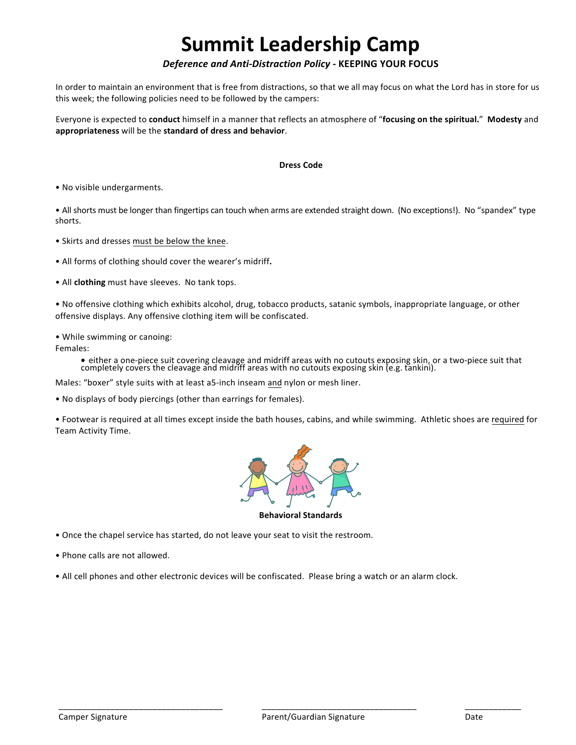# Summit Leadership Camp

***Deference and Anti-Distraction Policy*** **- KEEPING YOUR FOCUS**

In order to maintain an environment that is free from distractions, so that we all may focus on what the Lord has in store for us this week; the following policies need to be followed by the campers:

Everyone is expected to **conduct** himself in a manner that reflects an atmosphere of "**focusing on the spiritual.**" **Modesty** and **appropriateness** will be the **standard of dress and behavior**.

**Dress Code**

• No visible undergarments.

• All shorts must be longer than fingertips can touch when arms are extended straight down. (No exceptions!). No "spandex" type shorts.

• Skirts and dresses must be below the knee.

• All forms of clothing should cover the wearer's midriff**.**

• All **clothing** must have sleeves. No tank tops.

• No offensive clothing which exhibits alcohol, drug, tobacco products, satanic symbols, inappropriate language, or other offensive displays. Any offensive clothing item will be confiscated.

• While swimming or canoing:

Females:

- either a one-piece suit covering cleavage and midriff areas with no cutouts exposing skin, or a two-piece suit that completely covers the cleavage and midriff areas with no cutouts exposing skin (e.g. tankini).

Males: "boxer" style suits with at least a5-inch inseam and nylon or mesh liner.

• No displays of body piercings (other than earrings for females).

• Footwear is required at all times except inside the bath houses, cabins, and while swimming. Athletic shoes are required for Team Activity Time.

**Behavioral Standards**

• Once the chapel service has started, do not leave your seat to visit the restroom.

• Phone calls are not allowed.

• All cell phones and other electronic devices will be confiscated. Please bring a watch or an alarm clock.

| | | |
|---|---|---|
| ______________________ | ______________________ | __________ |
| Camper Signature | Parent/Guardian Signature | Date |